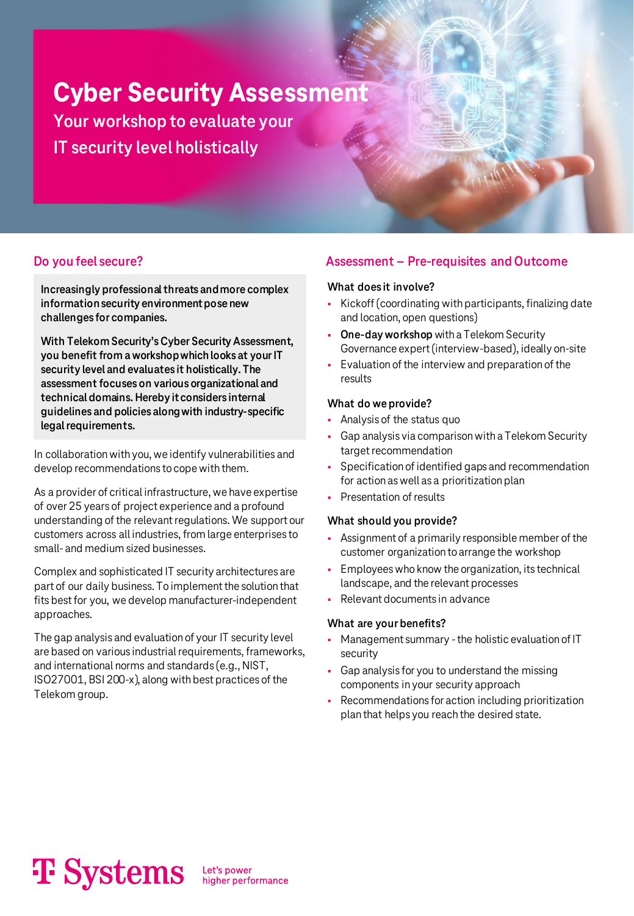# Cyber Security Assessment

## Your workshop to evaluate your IT security level holistically

### Do you feel secure?

**Increasingly professional threats and more complex information security environment pose new challenges for companies.**

**With Telekom Security's Cyber Security Assessment, you benefit from a workshop which looks at your IT security level and evaluates it holistically. The assessment focuses on various organizational and technical domains. Hereby it considers internal guidelines and policies along with industry-specific legal requirements.**

In collaboration with you, we identify vulnerabilities and develop recommendations to cope with them.

As a provider of critical infrastructure, we have expertise of over 25 years of project experience and a profound understanding of the relevant regulations. We support our customers across all industries, from large enterprises to small- and medium sized businesses.

Complex and sophisticated IT security architectures are part of our daily business. To implement the solution that fits best for you, we develop manufacturer-independent approaches.

The gap analysis and evaluation of your IT security level are based on various industrial requirements, frameworks, and international norms and standards (e.g., NIST, ISO27001, BSI 200-x), along with best practices of the Telekom group.

### Assessment – Pre-requisites and Outcome

#### What does it involve?

- Kickoff (coordinating with participants, finalizing date and location, open questions)
- **One-day workshop** with a Telekom Security Governance expert (interview-based), ideally on-site
- Evaluation of the interview and preparation of the results

#### What do we provide?

- Analysis of the status quo
- Gap analysis via comparison with a Telekom Security target recommendation
- Specification of identified gaps and recommendation for action as well as a prioritization plan
- Presentation of results

#### What should you provide?

- Assignment of a primarily responsible member of the customer organization to arrange the workshop
- Employees who know the organization, its technical landscape, and the relevant processes
- Relevant documents in advance

#### What are your benefits?

- Management summary - the holistic evaluation of IT security
- Gap analysis for you to understand the missing components in your security approach
- Recommendations for action including prioritization plan that helps you reach the desired state.

T Systems
Let's power higher performance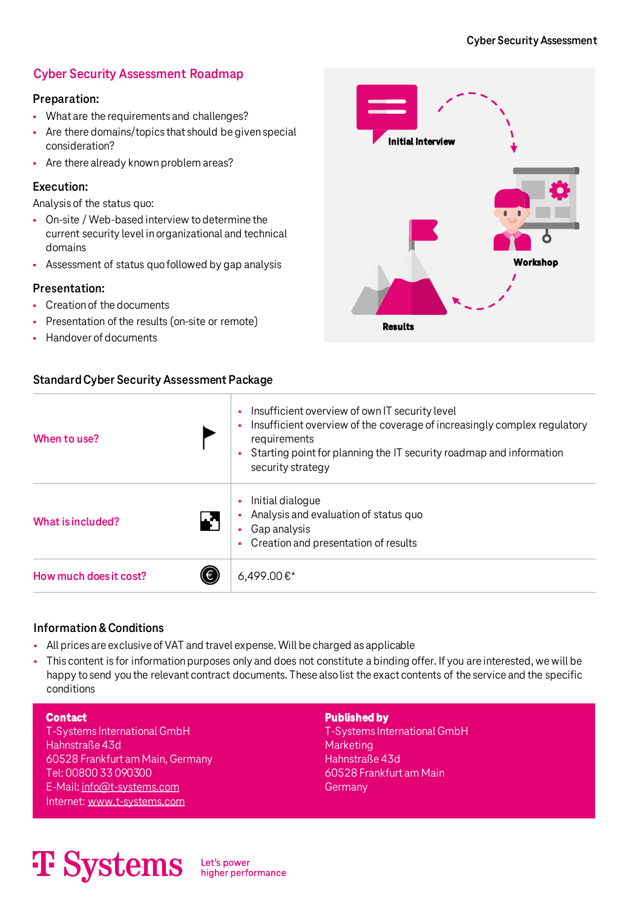## Cyber Security Assessment Roadmap

### Preparation:

- What are the requirements and challenges?
- Are there domains/topics that should be given special consideration?
- Are there already known problem areas?

### Execution:

Analysis of the status quo:

- On-site / Web-based interview to determine the current security level in organizational and technical domains
- Assessment of status quo followed by gap analysis

### Presentation:

- Creation of the documents
- Presentation of the results (on-site or remote)
- Handover of documents

Initial Interview

Workshop

Results

### Standard Cyber Security Assessment Package

| | |
|---|---|
| **When to use?** | - Insufficient overview of own IT security level<br>- Insufficient overview of the coverage of increasingly complex regulatory requirements<br>- Starting point for planning the IT security roadmap and information security strategy |
| **What is included?** | - Initial dialogue<br>- Analysis and evaluation of status quo<br>- Gap analysis<br>- Creation and presentation of results |
| **How much does it cost?** | 6,499.00 €* |

### Information & Conditions

- All prices are exclusive of VAT and travel expense. Will be charged as applicable
- This content is for information purposes only and does not constitute a binding offer. If you are interested, we will be happy to send you the relevant contract documents. These also list the exact contents of the service and the specific conditions

**Contact**
T-Systems International GmbH
Hahnstraße 43d
60528 Frankfurt am Main, Germany
Tel: 00800 33 090300
E-Mail: info@t-systems.com
Internet: www.t-systems.com

**Published by**
T-Systems International GmbH
Marketing
Hahnstraße 43d
60528 Frankfurt am Main
Germany

T Systems
Let's power higher performance